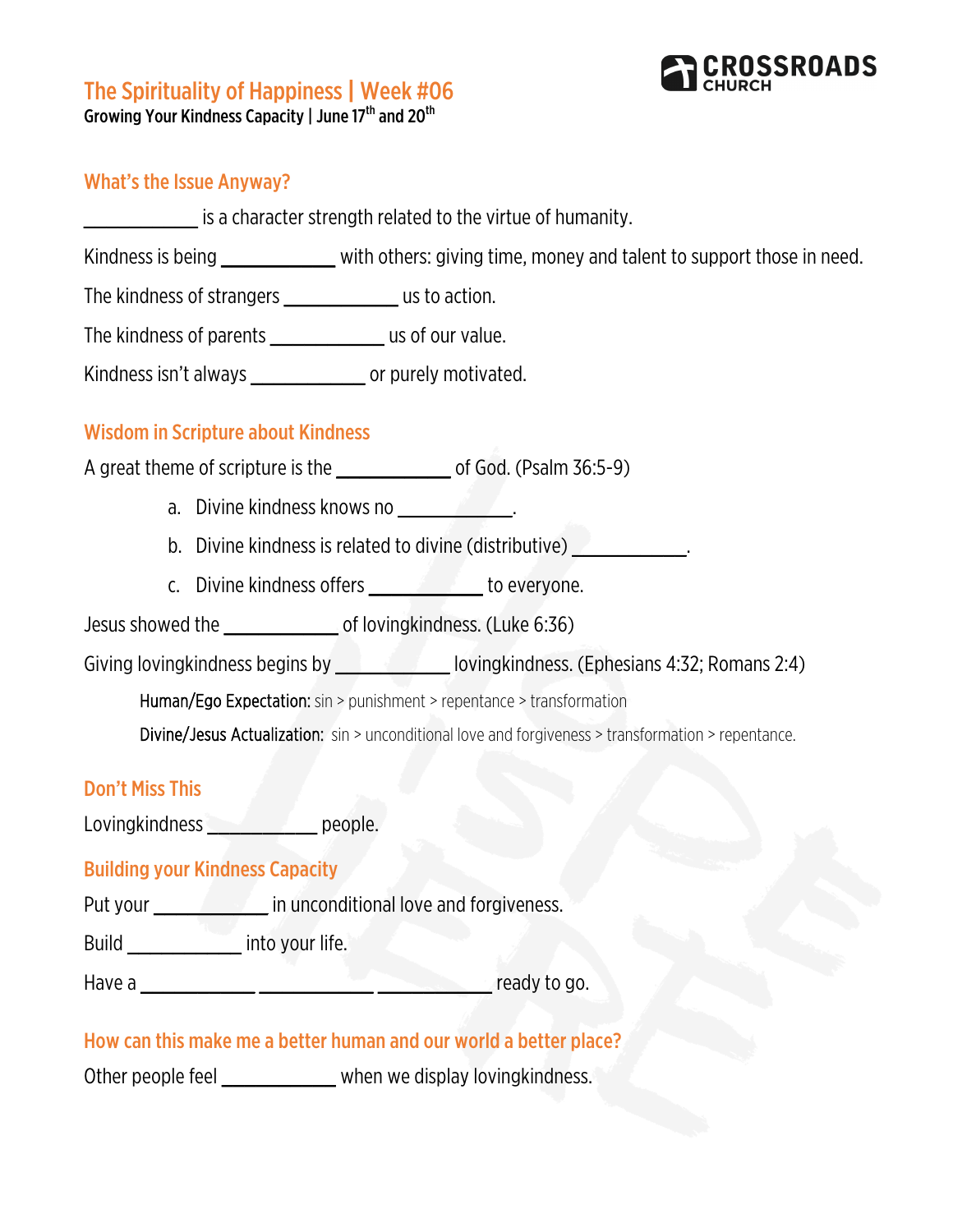CROSSROADS CHURCH

# The Spirituality of Happiness | Week #06

**Growing Your Kindness Capacity | June 17th and 20th**

## What's the Issue Anyway?

____________ is a character strength related to the virtue of humanity.

Kindness is being ____________ with others: giving time, money and talent to support those in need.

The kindness of strangers ____________ us to action.

The kindness of parents ____________ us of our value.

Kindness isn't always ____________ or purely motivated.

## Wisdom in Scripture about Kindness

A great theme of scripture is the ____________ of God. (Psalm 36:5-9)

a. Divine kindness knows no ____________.
b. Divine kindness is related to divine (distributive) ____________.
c. Divine kindness offers ____________ to everyone.

Jesus showed the ____________ of lovingkindness. (Luke 6:36)

Giving lovingkindness begins by ____________ lovingkindness. (Ephesians 4:32; Romans 2:4)

> Human/Ego Expectation: sin > punishment > repentance > transformation
>
> Divine/Jesus Actualization: sin > unconditional love and forgiveness > transformation > repentance.

## Don't Miss This

Lovingkindness ____________ people.

## Building your Kindness Capacity

Put your ____________ in unconditional love and forgiveness.

Build ____________ into your life.

Have a ____________ ____________ ____________ ready to go.

## How can this make me a better human and our world a better place?

Other people feel ____________ when we display lovingkindness.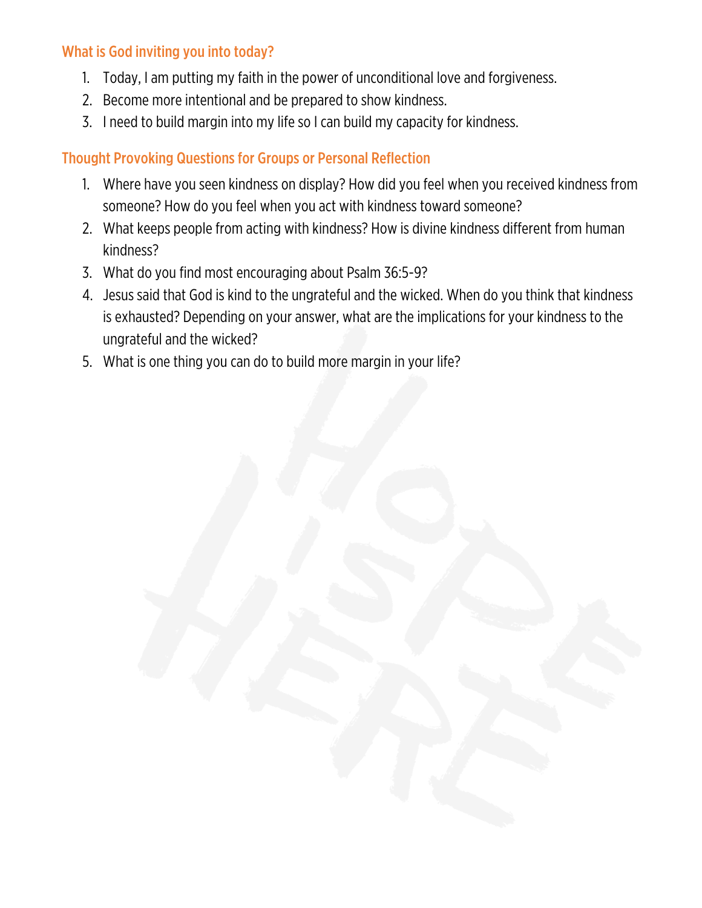## What is God inviting you into today?

1. Today, I am putting my faith in the power of unconditional love and forgiveness.
2. Become more intentional and be prepared to show kindness.
3. I need to build margin into my life so I can build my capacity for kindness.

## Thought Provoking Questions for Groups or Personal Reflection

1. Where have you seen kindness on display? How did you feel when you received kindness from someone? How do you feel when you act with kindness toward someone?
2. What keeps people from acting with kindness? How is divine kindness different from human kindness?
3. What do you find most encouraging about Psalm 36:5-9?
4. Jesus said that God is kind to the ungrateful and the wicked. When do you think that kindness is exhausted? Depending on your answer, what are the implications for your kindness to the ungrateful and the wicked?
5. What is one thing you can do to build more margin in your life?